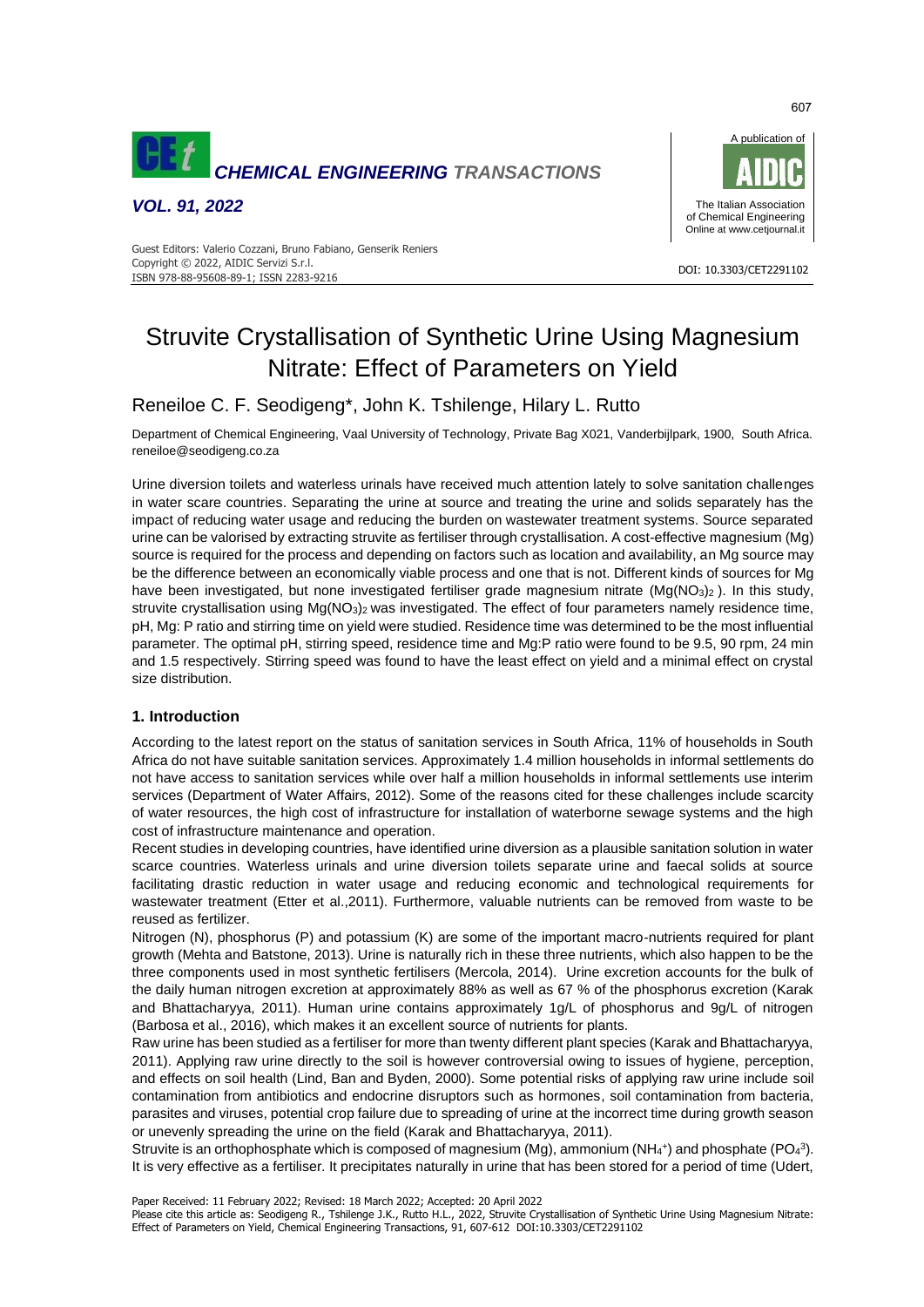# Struvite Crystallisation of Synthetic Urine Using Magnesium Nitrate: Effect of Parameters on Yield

Reneiloe C. F. Seodigeng*, John K. Tshilenge, Hilary L. Rutto

Department of Chemical Engineering, Vaal University of Technology, Private Bag X021, Vanderbijlpark, 1900, South Africa.
reneiloe@seodigeng.co.za

Urine diversion toilets and waterless urinals have received much attention lately to solve sanitation challenges in water scare countries. Separating the urine at source and treating the urine and solids separately has the impact of reducing water usage and reducing the burden on wastewater treatment systems. Source separated urine can be valorised by extracting struvite as fertiliser through crystallisation. A cost-effective magnesium (Mg) source is required for the process and depending on factors such as location and availability, an Mg source may be the difference between an economically viable process and one that is not. Different kinds of sources for Mg have been investigated, but none investigated fertiliser grade magnesium nitrate ($Mg(NO_3)_2$). In this study, struvite crystallisation using $Mg(NO_3)_2$ was investigated. The effect of four parameters namely residence time, pH, Mg: P ratio and stirring time on yield were studied. Residence time was determined to be the most influential parameter. The optimal pH, stirring speed, residence time and Mg:P ratio were found to be 9.5, 90 rpm, 24 min and 1.5 respectively. Stirring speed was found to have the least effect on yield and a minimal effect on crystal size distribution.

## 1. Introduction

According to the latest report on the status of sanitation services in South Africa, 11% of households in South Africa do not have suitable sanitation services. Approximately 1.4 million households in informal settlements do not have access to sanitation services while over half a million households in informal settlements use interim services (Department of Water Affairs, 2012). Some of the reasons cited for these challenges include scarcity of water resources, the high cost of infrastructure for installation of waterborne sewage systems and the high cost of infrastructure maintenance and operation.

Recent studies in developing countries, have identified urine diversion as a plausible sanitation solution in water scarce countries. Waterless urinals and urine diversion toilets separate urine and faecal solids at source facilitating drastic reduction in water usage and reducing economic and technological requirements for wastewater treatment (Etter et al.,2011). Furthermore, valuable nutrients can be removed from waste to be reused as fertilizer.

Nitrogen (N), phosphorus (P) and potassium (K) are some of the important macro-nutrients required for plant growth (Mehta and Batstone, 2013). Urine is naturally rich in these three nutrients, which also happen to be the three components used in most synthetic fertilisers (Mercola, 2014). Urine excretion accounts for the bulk of the daily human nitrogen excretion at approximately 88% as well as 67 % of the phosphorus excretion (Karak and Bhattacharyya, 2011). Human urine contains approximately 1g/L of phosphorus and 9g/L of nitrogen (Barbosa et al., 2016), which makes it an excellent source of nutrients for plants.

Raw urine has been studied as a fertiliser for more than twenty different plant species (Karak and Bhattacharyya, 2011). Applying raw urine directly to the soil is however controversial owing to issues of hygiene, perception, and effects on soil health (Lind, Ban and Byden, 2000). Some potential risks of applying raw urine include soil contamination from antibiotics and endocrine disruptors such as hormones, soil contamination from bacteria, parasites and viruses, potential crop failure due to spreading of urine at the incorrect time during growth season or unevenly spreading the urine on the field (Karak and Bhattacharyya, 2011).

Struvite is an orthophosphate which is composed of magnesium (Mg), ammonium ($NH_4^+$) and phosphate ($PO_4^3$). It is very effective as a fertiliser. It precipitates naturally in urine that has been stored for a period of time (Udert,

Paper Received: 11 February 2022; Revised: 18 March 2022; Accepted: 20 April 2022

Please cite this article as: Seodigeng R., Tshilenge J.K., Rutto H.L., 2022, Struvite Crystallisation of Synthetic Urine Using Magnesium Nitrate: Effect of Parameters on Yield, Chemical Engineering Transactions, 91, 607-612 DOI:10.3303/CET2291102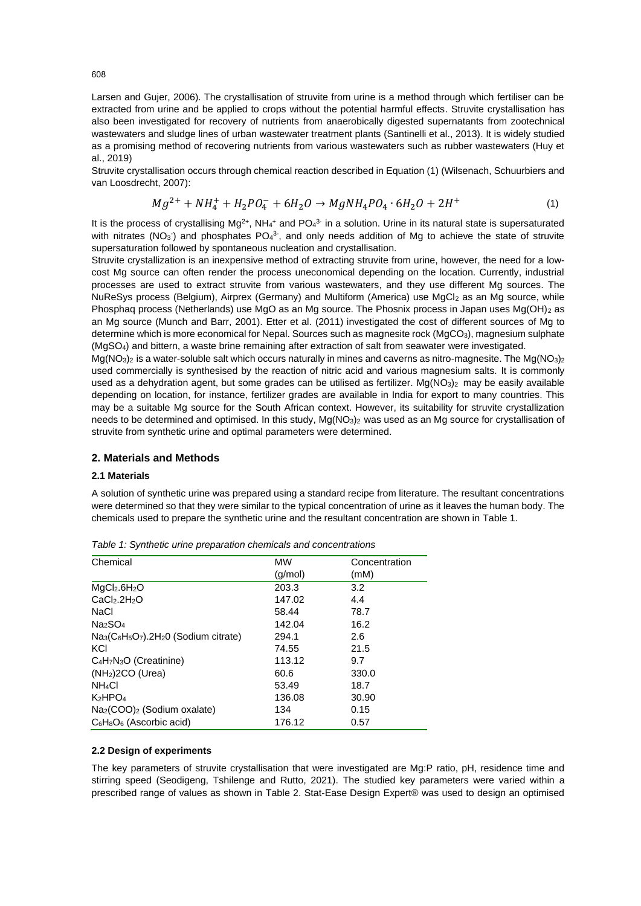Larsen and Gujer, 2006). The crystallisation of struvite from urine is a method through which fertiliser can be extracted from urine and be applied to crops without the potential harmful effects. Struvite crystallisation has also been investigated for recovery of nutrients from anaerobically digested supernatants from zootechnical wastewaters and sludge lines of urban wastewater treatment plants (Santinelli et al., 2013). It is widely studied as a promising method of recovering nutrients from various wastewaters such as rubber wastewaters (Huy et al., 2019)

Struvite crystallisation occurs through chemical reaction described in Equation (1) (Wilsenach, Schuurbiers and van Loosdrecht, 2007):

$$Mg^{2+} + NH_4^+ + H_2PO_4^- + 6H_2O \rightarrow MgNH_4PO_4 \cdot 6H_2O + 2H^+ \tag{1}$$

It is the process of crystallising $Mg^{2+}$, $NH_4^+$ and $PO_4^{3-}$ in a solution. Urine in its natural state is supersaturated with nitrates ($NO_3^-$) and phosphates $PO_4^{3-}$, and only needs addition of Mg to achieve the state of struvite supersaturation followed by spontaneous nucleation and crystallisation.

Struvite crystallization is an inexpensive method of extracting struvite from urine, however, the need for a low-cost Mg source can often render the process uneconomical depending on the location. Currently, industrial processes are used to extract struvite from various wastewaters, and they use different Mg sources. The NuReSys process (Belgium), Airprex (Germany) and Multiform (America) use $MgCl_2$ as an Mg source, while Phosphaq process (Netherlands) use MgO as an Mg source. The Phosnix process in Japan uses $Mg(OH)_2$ as an Mg source (Munch and Barr, 2001). Etter et al. (2011) investigated the cost of different sources of Mg to determine which is more economical for Nepal. Sources such as magnesite rock ($MgCO_3$), magnesium sulphate ($MgSO_4$) and bittern, a waste brine remaining after extraction of salt from seawater were investigated.

$Mg(NO_3)_2$ is a water-soluble salt which occurs naturally in mines and caverns as nitro-magnesite. The $Mg(NO_3)_2$ used commercially is synthesised by the reaction of nitric acid and various magnesium salts. It is commonly used as a dehydration agent, but some grades can be utilised as fertilizer. $Mg(NO_3)_2$ may be easily available depending on location, for instance, fertilizer grades are available in India for export to many countries. This may be a suitable Mg source for the South African context. However, its suitability for struvite crystallization needs to be determined and optimised. In this study, $Mg(NO_3)_2$ was used as an Mg source for crystallisation of struvite from synthetic urine and optimal parameters were determined.

## 2. Materials and Methods

### 2.1 Materials

A solution of synthetic urine was prepared using a standard recipe from literature. The resultant concentrations were determined so that they were similar to the typical concentration of urine as it leaves the human body. The chemicals used to prepare the synthetic urine and the resultant concentration are shown in Table 1.

*Table 1: Synthetic urine preparation chemicals and concentrations*

| Chemical | MW (g/mol) | Concentration (mM) |
|---|---|---|
| $MgCl_2.6H_2O$ | 203.3 | 3.2 |
| $CaCl_2.2H_2O$ | 147.02 | 4.4 |
| NaCl | 58.44 | 78.7 |
| $Na_2SO_4$ | 142.04 | 16.2 |
| $Na_3(C_6H_5O_7).2H_20$ (Sodium citrate) | 294.1 | 2.6 |
| KCl | 74.55 | 21.5 |
| $C_4H_7N_3O$ (Creatinine) | 113.12 | 9.7 |
| $(NH_2)2CO$ (Urea) | 60.6 | 330.0 |
| $NH_4Cl$ | 53.49 | 18.7 |
| $K_2HPO_4$ | 136.08 | 30.90 |
| $Na_2(COO)_2$ (Sodium oxalate) | 134 | 0.15 |
| $C_6H_8O_6$ (Ascorbic acid) | 176.12 | 0.57 |

### 2.2 Design of experiments

The key parameters of struvite crystallisation that were investigated are Mg:P ratio, pH, residence time and stirring speed (Seodigeng, Tshilenge and Rutto, 2021). The studied key parameters were varied within a prescribed range of values as shown in Table 2. Stat-Ease Design Expert® was used to design an optimised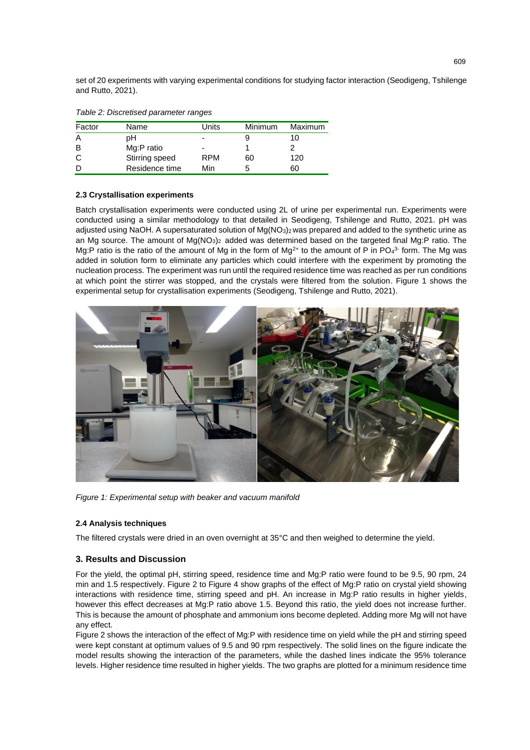set of 20 experiments with varying experimental conditions for studying factor interaction (Seodigeng, Tshilenge and Rutto, 2021).

*Table 2: Discretised parameter ranges*

| Factor | Name | Units | Minimum | Maximum |
|---|---|---|---|---|
| A | pH | - | 9 | 10 |
| B | Mg:P ratio | - | 1 | 2 |
| C | Stirring speed | RPM | 60 | 120 |
| D | Residence time | Min | 5 | 60 |

### 2.3 Crystallisation experiments

Batch crystallisation experiments were conducted using 2L of urine per experimental run. Experiments were conducted using a similar methodology to that detailed in Seodigeng, Tshilenge and Rutto, 2021. pH was adjusted using NaOH. A supersaturated solution of $Mg(NO_3)_2$ was prepared and added to the synthetic urine as an Mg source. The amount of $Mg(NO_3)_2$ added was determined based on the targeted final Mg:P ratio. The Mg:P ratio is the ratio of the amount of Mg in the form of $Mg^{2+}$ to the amount of P in $PO_4^{3-}$ form. The Mg was added in solution form to eliminate any particles which could interfere with the experiment by promoting the nucleation process. The experiment was run until the required residence time was reached as per run conditions at which point the stirrer was stopped, and the crystals were filtered from the solution. Figure 1 shows the experimental setup for crystallisation experiments (Seodigeng, Tshilenge and Rutto, 2021).

*Figure 1: Experimental setup with beaker and vacuum manifold*

### 2.4 Analysis techniques

The filtered crystals were dried in an oven overnight at 35°C and then weighed to determine the yield.

## 3. Results and Discussion

For the yield, the optimal pH, stirring speed, residence time and Mg:P ratio were found to be 9.5, 90 rpm, 24 min and 1.5 respectively. Figure 2 to Figure 4 show graphs of the effect of Mg:P ratio on crystal yield showing interactions with residence time, stirring speed and pH. An increase in Mg:P ratio results in higher yields, however this effect decreases at Mg:P ratio above 1.5. Beyond this ratio, the yield does not increase further. This is because the amount of phosphate and ammonium ions become depleted. Adding more Mg will not have any effect.

Figure 2 shows the interaction of the effect of Mg:P with residence time on yield while the pH and stirring speed were kept constant at optimum values of 9.5 and 90 rpm respectively. The solid lines on the figure indicate the model results showing the interaction of the parameters, while the dashed lines indicate the 95% tolerance levels. Higher residence time resulted in higher yields. The two graphs are plotted for a minimum residence time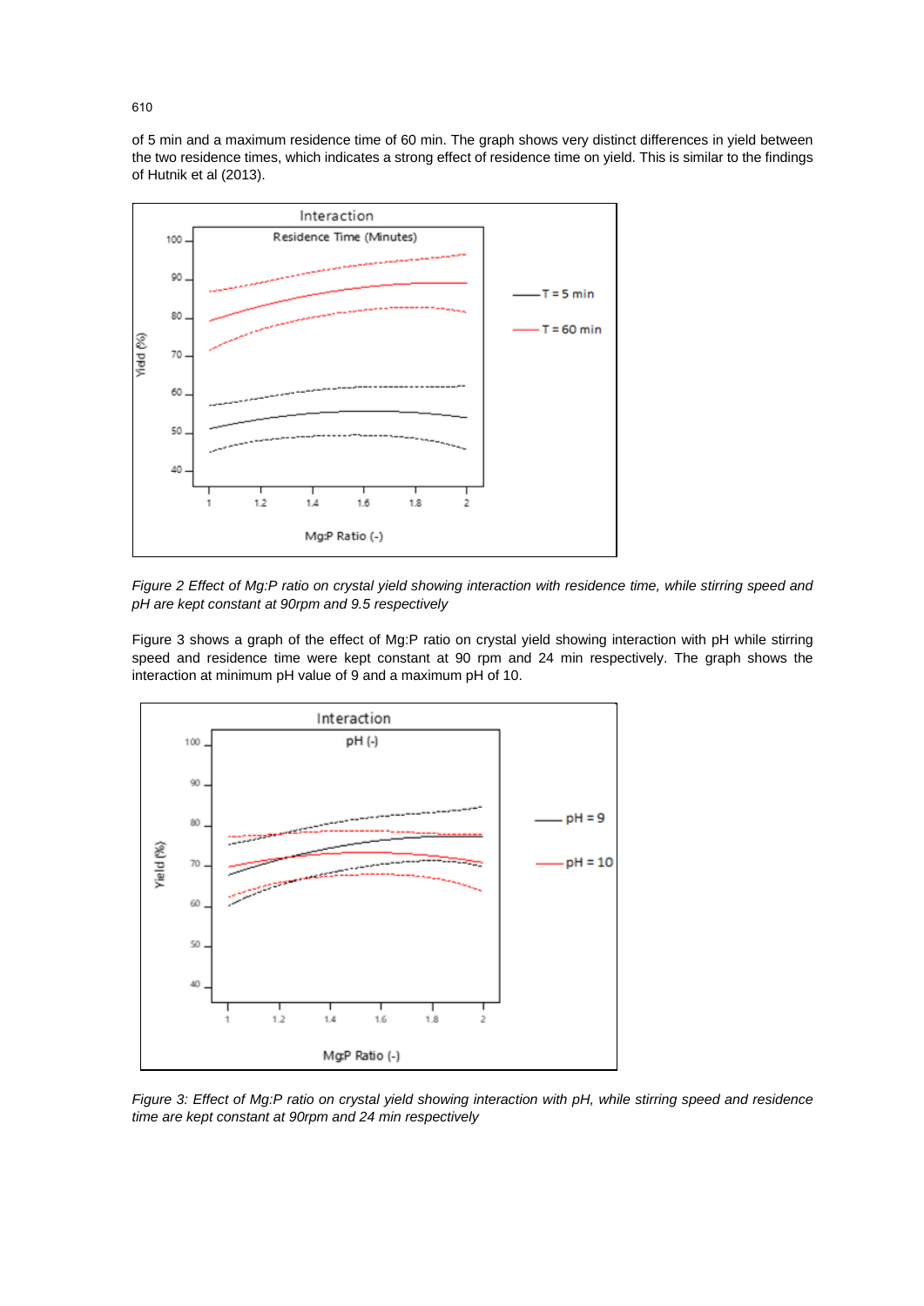of 5 min and a maximum residence time of 60 min. The graph shows very distinct differences in yield between the two residence times, which indicates a strong effect of residence time on yield. This is similar to the findings of Hutnik et al (2013).

*Figure 2 Effect of Mg:P ratio on crystal yield showing interaction with residence time, while stirring speed and pH are kept constant at 90rpm and 9.5 respectively*

Figure 3 shows a graph of the effect of Mg:P ratio on crystal yield showing interaction with pH while stirring speed and residence time were kept constant at 90 rpm and 24 min respectively. The graph shows the interaction at minimum pH value of 9 and a maximum pH of 10.

*Figure 3: Effect of Mg:P ratio on crystal yield showing interaction with pH, while stirring speed and residence time are kept constant at 90rpm and 24 min respectively*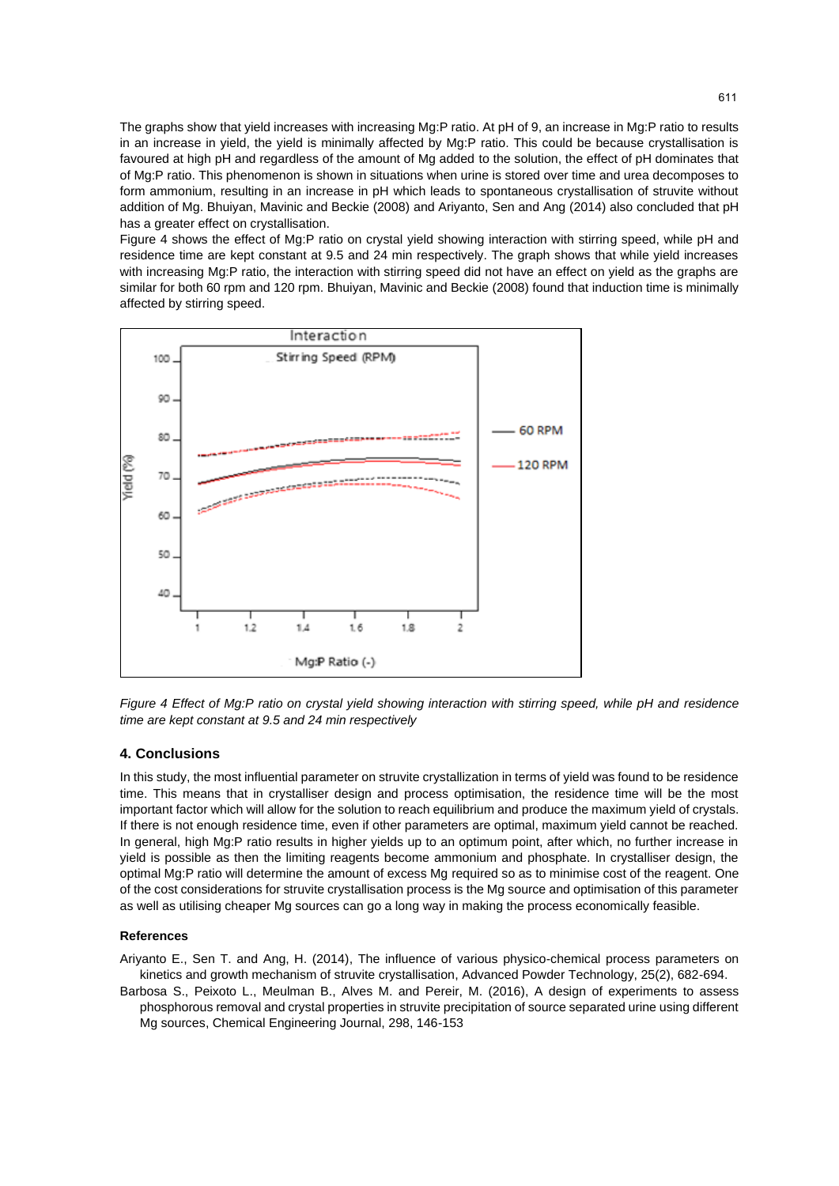The graphs show that yield increases with increasing Mg:P ratio. At pH of 9, an increase in Mg:P ratio to results in an increase in yield, the yield is minimally affected by Mg:P ratio. This could be because crystallisation is favoured at high pH and regardless of the amount of Mg added to the solution, the effect of pH dominates that of Mg:P ratio. This phenomenon is shown in situations when urine is stored over time and urea decomposes to form ammonium, resulting in an increase in pH which leads to spontaneous crystallisation of struvite without addition of Mg. Bhuiyan, Mavinic and Beckie (2008) and Ariyanto, Sen and Ang (2014) also concluded that pH has a greater effect on crystallisation.

Figure 4 shows the effect of Mg:P ratio on crystal yield showing interaction with stirring speed, while pH and residence time are kept constant at 9.5 and 24 min respectively. The graph shows that while yield increases with increasing Mg:P ratio, the interaction with stirring speed did not have an effect on yield as the graphs are similar for both 60 rpm and 120 rpm. Bhuiyan, Mavinic and Beckie (2008) found that induction time is minimally affected by stirring speed.

*Figure 4 Effect of Mg:P ratio on crystal yield showing interaction with stirring speed, while pH and residence time are kept constant at 9.5 and 24 min respectively*

## 4. Conclusions

In this study, the most influential parameter on struvite crystallization in terms of yield was found to be residence time. This means that in crystalliser design and process optimisation, the residence time will be the most important factor which will allow for the solution to reach equilibrium and produce the maximum yield of crystals. If there is not enough residence time, even if other parameters are optimal, maximum yield cannot be reached. In general, high Mg:P ratio results in higher yields up to an optimum point, after which, no further increase in yield is possible as then the limiting reagents become ammonium and phosphate. In crystalliser design, the optimal Mg:P ratio will determine the amount of excess Mg required so as to minimise cost of the reagent. One of the cost considerations for struvite crystallisation process is the Mg source and optimisation of this parameter as well as utilising cheaper Mg sources can go a long way in making the process economically feasible.

### References

Ariyanto E., Sen T. and Ang, H. (2014), The influence of various physico-chemical process parameters on kinetics and growth mechanism of struvite crystallisation, Advanced Powder Technology, 25(2), 682-694.

Barbosa S., Peixoto L., Meulman B., Alves M. and Pereir, M. (2016), A design of experiments to assess phosphorous removal and crystal properties in struvite precipitation of source separated urine using different Mg sources, Chemical Engineering Journal, 298, 146-153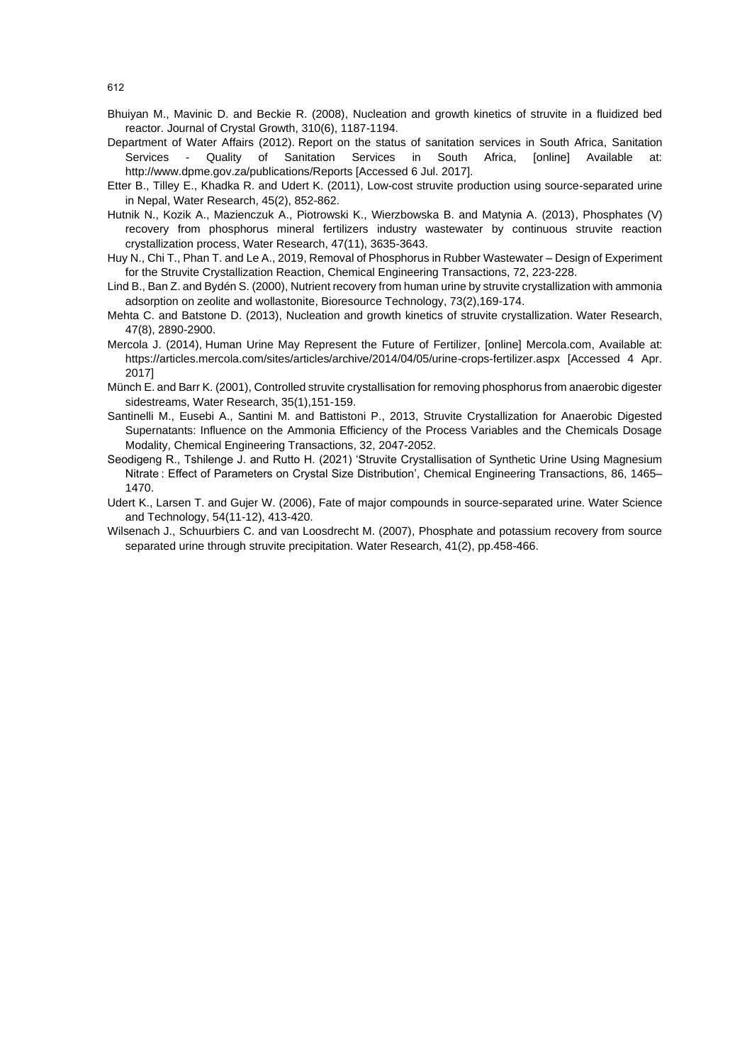Bhuiyan M., Mavinic D. and Beckie R. (2008), Nucleation and growth kinetics of struvite in a fluidized bed reactor. Journal of Crystal Growth, 310(6), 1187-1194.

Department of Water Affairs (2012). Report on the status of sanitation services in South Africa, Sanitation Services - Quality of Sanitation Services in South Africa, [online] Available at: http://www.dpme.gov.za/publications/Reports [Accessed 6 Jul. 2017].

Etter B., Tilley E., Khadka R. and Udert K. (2011), Low-cost struvite production using source-separated urine in Nepal, Water Research, 45(2), 852-862.

Hutnik N., Kozik A., Mazienczuk A., Piotrowski K., Wierzbowska B. and Matynia A. (2013), Phosphates (V) recovery from phosphorus mineral fertilizers industry wastewater by continuous struvite reaction crystallization process, Water Research, 47(11), 3635-3643.

Huy N., Chi T., Phan T. and Le A., 2019, Removal of Phosphorus in Rubber Wastewater – Design of Experiment for the Struvite Crystallization Reaction, Chemical Engineering Transactions, 72, 223-228.

Lind B., Ban Z. and Bydén S. (2000), Nutrient recovery from human urine by struvite crystallization with ammonia adsorption on zeolite and wollastonite, Bioresource Technology, 73(2),169-174.

Mehta C. and Batstone D. (2013), Nucleation and growth kinetics of struvite crystallization. Water Research, 47(8), 2890-2900.

Mercola J. (2014), Human Urine May Represent the Future of Fertilizer, [online] Mercola.com, Available at: https://articles.mercola.com/sites/articles/archive/2014/04/05/urine-crops-fertilizer.aspx [Accessed 4 Apr. 2017]

Münch E. and Barr K. (2001), Controlled struvite crystallisation for removing phosphorus from anaerobic digester sidestreams, Water Research, 35(1),151-159.

Santinelli M., Eusebi A., Santini M. and Battistoni P., 2013, Struvite Crystallization for Anaerobic Digested Supernatants: Influence on the Ammonia Efficiency of the Process Variables and the Chemicals Dosage Modality, Chemical Engineering Transactions, 32, 2047-2052.

Seodigeng R., Tshilenge J. and Rutto H. (2021) 'Struvite Crystallisation of Synthetic Urine Using Magnesium Nitrate : Effect of Parameters on Crystal Size Distribution', Chemical Engineering Transactions, 86, 1465–1470.

Udert K., Larsen T. and Gujer W. (2006), Fate of major compounds in source-separated urine. Water Science and Technology, 54(11-12), 413-420.

Wilsenach J., Schuurbiers C. and van Loosdrecht M. (2007), Phosphate and potassium recovery from source separated urine through struvite precipitation. Water Research, 41(2), pp.458-466.